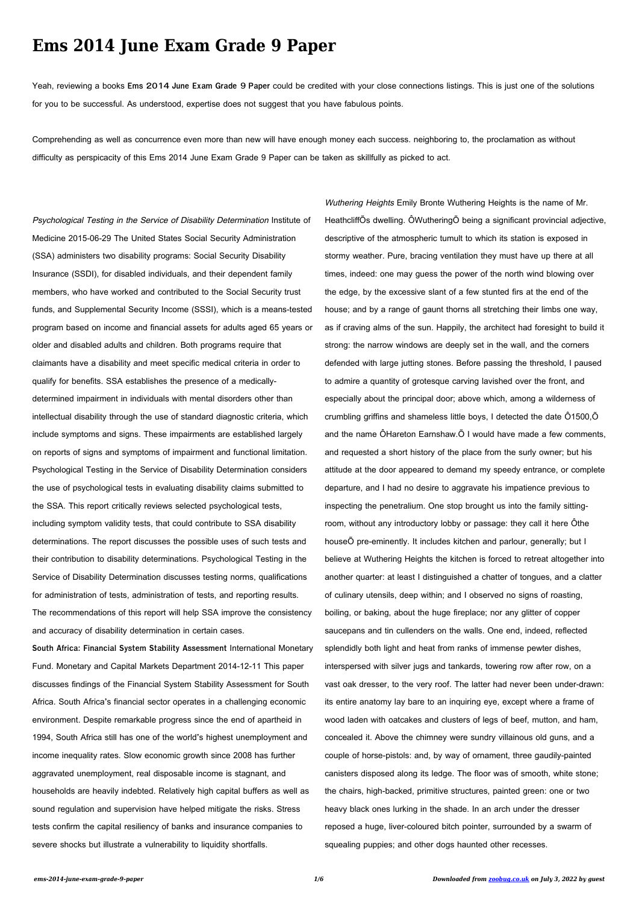# Ems 2014 June Exam Grade 9 Paper

Yeah, reviewing a books **Ems 2014 June Exam Grade 9 Paper** could be credited with your close connections listings. This is just one of the solutions for you to be successful. As understood, expertise does not suggest that you have fabulous points.

Comprehending as well as concurrence even more than new will have enough money each success. neighboring to, the proclamation as without difficulty as perspicacity of this Ems 2014 June Exam Grade 9 Paper can be taken as skillfully as picked to act.

*Psychological Testing in the Service of Disability Determination* Institute of Medicine 2015-06-29 The United States Social Security Administration (SSA) administers two disability programs: Social Security Disability Insurance (SSDI), for disabled individuals, and their dependent family members, who have worked and contributed to the Social Security trust funds, and Supplemental Security Income (SSSI), which is a means-tested program based on income and financial assets for adults aged 65 years or older and disabled adults and children. Both programs require that claimants have a disability and meet specific medical criteria in order to qualify for benefits. SSA establishes the presence of a medically-determined impairment in individuals with mental disorders other than intellectual disability through the use of standard diagnostic criteria, which include symptoms and signs. These impairments are established largely on reports of signs and symptoms of impairment and functional limitation. Psychological Testing in the Service of Disability Determination considers the use of psychological tests in evaluating disability claims submitted to the SSA. This report critically reviews selected psychological tests, including symptom validity tests, that could contribute to SSA disability determinations. The report discusses the possible uses of such tests and their contribution to disability determinations. Psychological Testing in the Service of Disability Determination discusses testing norms, qualifications for administration of tests, administration of tests, and reporting results. The recommendations of this report will help SSA improve the consistency and accuracy of disability determination in certain cases.

**South Africa: Financial System Stability Assessment** International Monetary Fund. Monetary and Capital Markets Department 2014-12-11 This paper discusses findings of the Financial System Stability Assessment for South Africa. South Africa's financial sector operates in a challenging economic environment. Despite remarkable progress since the end of apartheid in 1994, South Africa still has one of the world's highest unemployment and income inequality rates. Slow economic growth since 2008 has further aggravated unemployment, real disposable income is stagnant, and households are heavily indebted. Relatively high capital buffers as well as sound regulation and supervision have helped mitigate the risks. Stress tests confirm the capital resiliency of banks and insurance companies to severe shocks but illustrate a vulnerability to liquidity shortfalls.

*Wuthering Heights* Emily Bronte Wuthering Heights is the name of Mr. HeathcliffÕs dwelling. ÔWutheringÕ being a significant provincial adjective, descriptive of the atmospheric tumult to which its station is exposed in stormy weather. Pure, bracing ventilation they must have up there at all times, indeed: one may guess the power of the north wind blowing over the edge, by the excessive slant of a few stunted firs at the end of the house; and by a range of gaunt thorns all stretching their limbs one way, as if craving alms of the sun. Happily, the architect had foresight to build it strong: the narrow windows are deeply set in the wall, and the corners defended with large jutting stones. Before passing the threshold, I paused to admire a quantity of grotesque carving lavished over the front, and especially about the principal door; above which, among a wilderness of crumbling griffins and shameless little boys, I detected the date Ô1500,Õ and the name ÔHareton Earnshaw.Õ I would have made a few comments, and requested a short history of the place from the surly owner; but his attitude at the door appeared to demand my speedy entrance, or complete departure, and I had no desire to aggravate his impatience previous to inspecting the penetralium. One stop brought us into the family sitting-room, without any introductory lobby or passage: they call it here Ôthe houseÕ pre-eminently. It includes kitchen and parlour, generally; but I believe at Wuthering Heights the kitchen is forced to retreat altogether into another quarter: at least I distinguished a chatter of tongues, and a clatter of culinary utensils, deep within; and I observed no signs of roasting, boiling, or baking, about the huge fireplace; nor any glitter of copper saucepans and tin cullenders on the walls. One end, indeed, reflected splendidly both light and heat from ranks of immense pewter dishes, interspersed with silver jugs and tankards, towering row after row, on a vast oak dresser, to the very roof. The latter had never been under-drawn: its entire anatomy lay bare to an inquiring eye, except where a frame of wood laden with oatcakes and clusters of legs of beef, mutton, and ham, concealed it. Above the chimney were sundry villainous old guns, and a couple of horse-pistols: and, by way of ornament, three gaudily-painted canisters disposed along its ledge. The floor was of smooth, white stone; the chairs, high-backed, primitive structures, painted green: one or two heavy black ones lurking in the shade. In an arch under the dresser reposed a huge, liver-coloured bitch pointer, surrounded by a swarm of squealing puppies; and other dogs haunted other recesses.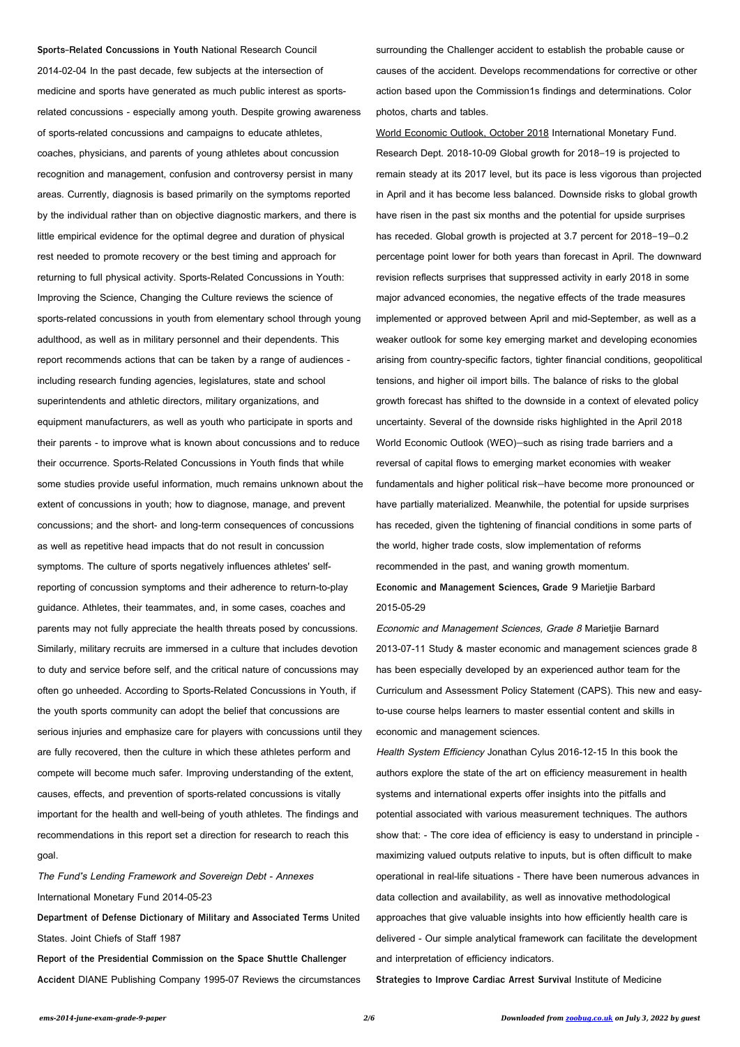**Sports-Related Concussions in Youth** National Research Council 2014-02-04 In the past decade, few subjects at the intersection of medicine and sports have generated as much public interest as sports-related concussions - especially among youth. Despite growing awareness of sports-related concussions and campaigns to educate athletes, coaches, physicians, and parents of young athletes about concussion recognition and management, confusion and controversy persist in many areas. Currently, diagnosis is based primarily on the symptoms reported by the individual rather than on objective diagnostic markers, and there is little empirical evidence for the optimal degree and duration of physical rest needed to promote recovery or the best timing and approach for returning to full physical activity. Sports-Related Concussions in Youth: Improving the Science, Changing the Culture reviews the science of sports-related concussions in youth from elementary school through young adulthood, as well as in military personnel and their dependents. This report recommends actions that can be taken by a range of audiences - including research funding agencies, legislatures, state and school superintendents and athletic directors, military organizations, and equipment manufacturers, as well as youth who participate in sports and their parents - to improve what is known about concussions and to reduce their occurrence. Sports-Related Concussions in Youth finds that while some studies provide useful information, much remains unknown about the extent of concussions in youth; how to diagnose, manage, and prevent concussions; and the short- and long-term consequences of concussions as well as repetitive head impacts that do not result in concussion symptoms. The culture of sports negatively influences athletes' self-reporting of concussion symptoms and their adherence to return-to-play guidance. Athletes, their teammates, and, in some cases, coaches and parents may not fully appreciate the health threats posed by concussions. Similarly, military recruits are immersed in a culture that includes devotion to duty and service before self, and the critical nature of concussions may often go unheeded. According to Sports-Related Concussions in Youth, if the youth sports community can adopt the belief that concussions are serious injuries and emphasize care for players with concussions until they are fully recovered, then the culture in which these athletes perform and compete will become much safer. Improving understanding of the extent, causes, effects, and prevention of sports-related concussions is vitally important for the health and well-being of youth athletes. The findings and recommendations in this report set a direction for research to reach this goal.

*The Fund's Lending Framework and Sovereign Debt - Annexes* International Monetary Fund 2014-05-23

**Department of Defense Dictionary of Military and Associated Terms** United States. Joint Chiefs of Staff 1987

**Report of the Presidential Commission on the Space Shuttle Challenger Accident** DIANE Publishing Company 1995-07 Reviews the circumstances surrounding the Challenger accident to establish the probable cause or causes of the accident. Develops recommendations for corrective or other action based upon the Commission1s findings and determinations. Color photos, charts and tables.

World Economic Outlook, October 2018 International Monetary Fund. Research Dept. 2018-10-09 Global growth for 2018–19 is projected to remain steady at its 2017 level, but its pace is less vigorous than projected in April and it has become less balanced. Downside risks to global growth have risen in the past six months and the potential for upside surprises has receded. Global growth is projected at 3.7 percent for 2018–19—0.2 percentage point lower for both years than forecast in April. The downward revision reflects surprises that suppressed activity in early 2018 in some major advanced economies, the negative effects of the trade measures implemented or approved between April and mid-September, as well as a weaker outlook for some key emerging market and developing economies arising from country-specific factors, tighter financial conditions, geopolitical tensions, and higher oil import bills. The balance of risks to the global growth forecast has shifted to the downside in a context of elevated policy uncertainty. Several of the downside risks highlighted in the April 2018 World Economic Outlook (WEO)—such as rising trade barriers and a reversal of capital flows to emerging market economies with weaker fundamentals and higher political risk—have become more pronounced or have partially materialized. Meanwhile, the potential for upside surprises has receded, given the tightening of financial conditions in some parts of the world, higher trade costs, slow implementation of reforms recommended in the past, and waning growth momentum.

**Economic and Management Sciences, Grade 9** Marietjie Barbard 2015-05-29

*Economic and Management Sciences, Grade 8* Marietjie Barnard 2013-07-11 Study & master economic and management sciences grade 8 has been especially developed by an experienced author team for the Curriculum and Assessment Policy Statement (CAPS). This new and easy-to-use course helps learners to master essential content and skills in economic and management sciences.

*Health System Efficiency* Jonathan Cylus 2016-12-15 In this book the authors explore the state of the art on efficiency measurement in health systems and international experts offer insights into the pitfalls and potential associated with various measurement techniques. The authors show that: - The core idea of efficiency is easy to understand in principle - maximizing valued outputs relative to inputs, but is often difficult to make operational in real-life situations - There have been numerous advances in data collection and availability, as well as innovative methodological approaches that give valuable insights into how efficiently health care is delivered - Our simple analytical framework can facilitate the development and interpretation of efficiency indicators.

**Strategies to Improve Cardiac Arrest Survival** Institute of Medicine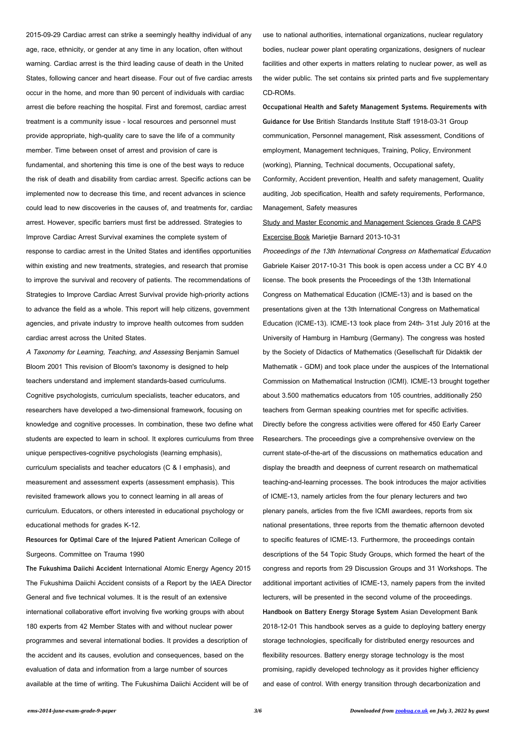2015-09-29 Cardiac arrest can strike a seemingly healthy individual of any age, race, ethnicity, or gender at any time in any location, often without warning. Cardiac arrest is the third leading cause of death in the United States, following cancer and heart disease. Four out of five cardiac arrests occur in the home, and more than 90 percent of individuals with cardiac arrest die before reaching the hospital. First and foremost, cardiac arrest treatment is a community issue - local resources and personnel must provide appropriate, high-quality care to save the life of a community member. Time between onset of arrest and provision of care is fundamental, and shortening this time is one of the best ways to reduce the risk of death and disability from cardiac arrest. Specific actions can be implemented now to decrease this time, and recent advances in science could lead to new discoveries in the causes of, and treatments for, cardiac arrest. However, specific barriers must first be addressed. Strategies to Improve Cardiac Arrest Survival examines the complete system of response to cardiac arrest in the United States and identifies opportunities within existing and new treatments, strategies, and research that promise to improve the survival and recovery of patients. The recommendations of Strategies to Improve Cardiac Arrest Survival provide high-priority actions to advance the field as a whole. This report will help citizens, government agencies, and private industry to improve health outcomes from sudden cardiac arrest across the United States.

*A Taxonomy for Learning, Teaching, and Assessing* Benjamin Samuel Bloom 2001 This revision of Bloom's taxonomy is designed to help teachers understand and implement standards-based curriculums. Cognitive psychologists, curriculum specialists, teacher educators, and researchers have developed a two-dimensional framework, focusing on knowledge and cognitive processes. In combination, these two define what students are expected to learn in school. It explores curriculums from three unique perspectives-cognitive psychologists (learning emphasis), curriculum specialists and teacher educators (C & I emphasis), and measurement and assessment experts (assessment emphasis). This revisited framework allows you to connect learning in all areas of curriculum. Educators, or others interested in educational psychology or educational methods for grades K-12.

**Resources for Optimal Care of the Injured Patient** American College of Surgeons. Committee on Trauma 1990

**The Fukushima Daiichi Accident** International Atomic Energy Agency 2015 The Fukushima Daiichi Accident consists of a Report by the IAEA Director General and five technical volumes. It is the result of an extensive international collaborative effort involving five working groups with about 180 experts from 42 Member States with and without nuclear power programmes and several international bodies. It provides a description of the accident and its causes, evolution and consequences, based on the evaluation of data and information from a large number of sources available at the time of writing. The Fukushima Daiichi Accident will be of use to national authorities, international organizations, nuclear regulatory bodies, nuclear power plant operating organizations, designers of nuclear facilities and other experts in matters relating to nuclear power, as well as the wider public. The set contains six printed parts and five supplementary CD-ROMs.

**Occupational Health and Safety Management Systems. Requirements with Guidance for Use** British Standards Institute Staff 1918-03-31 Group communication, Personnel management, Risk assessment, Conditions of employment, Management techniques, Training, Policy, Environment (working), Planning, Technical documents, Occupational safety, Conformity, Accident prevention, Health and safety management, Quality auditing, Job specification, Health and safety requirements, Performance, Management, Safety measures

Study and Master Economic and Management Sciences Grade 8 CAPS Excercise Book Marietjie Barnard 2013-10-31

*Proceedings of the 13th International Congress on Mathematical Education* Gabriele Kaiser 2017-10-31 This book is open access under a CC BY 4.0 license. The book presents the Proceedings of the 13th International Congress on Mathematical Education (ICME-13) and is based on the presentations given at the 13th International Congress on Mathematical Education (ICME-13). ICME-13 took place from 24th- 31st July 2016 at the University of Hamburg in Hamburg (Germany). The congress was hosted by the Society of Didactics of Mathematics (Gesellschaft für Didaktik der Mathematik - GDM) and took place under the auspices of the International Commission on Mathematical Instruction (ICMI). ICME-13 brought together about 3.500 mathematics educators from 105 countries, additionally 250 teachers from German speaking countries met for specific activities. Directly before the congress activities were offered for 450 Early Career Researchers. The proceedings give a comprehensive overview on the current state-of-the-art of the discussions on mathematics education and display the breadth and deepness of current research on mathematical teaching-and-learning processes. The book introduces the major activities of ICME-13, namely articles from the four plenary lecturers and two plenary panels, articles from the five ICMI awardees, reports from six national presentations, three reports from the thematic afternoon devoted to specific features of ICME-13. Furthermore, the proceedings contain descriptions of the 54 Topic Study Groups, which formed the heart of the congress and reports from 29 Discussion Groups and 31 Workshops. The additional important activities of ICME-13, namely papers from the invited lecturers, will be presented in the second volume of the proceedings.

**Handbook on Battery Energy Storage System** Asian Development Bank 2018-12-01 This handbook serves as a guide to deploying battery energy storage technologies, specifically for distributed energy resources and flexibility resources. Battery energy storage technology is the most promising, rapidly developed technology as it provides higher efficiency and ease of control. With energy transition through decarbonization and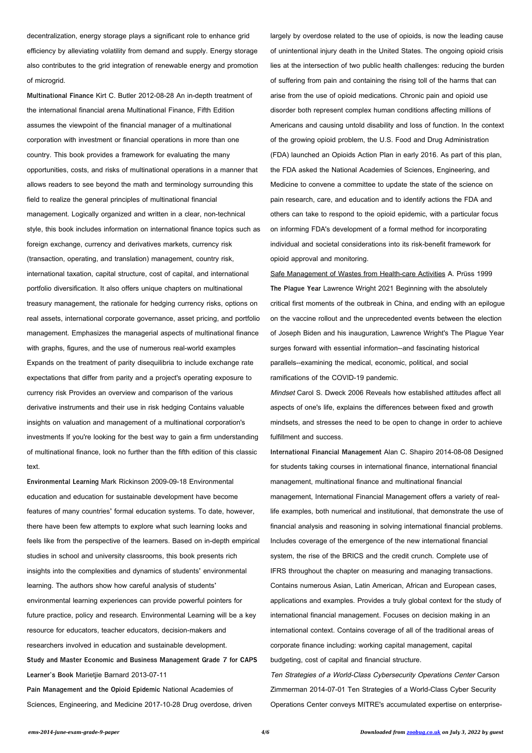decentralization, energy storage plays a significant role to enhance grid efficiency by alleviating volatility from demand and supply. Energy storage also contributes to the grid integration of renewable energy and promotion of microgrid.

**Multinational Finance** Kirt C. Butler 2012-08-28 An in-depth treatment of the international financial arena Multinational Finance, Fifth Edition assumes the viewpoint of the financial manager of a multinational corporation with investment or financial operations in more than one country. This book provides a framework for evaluating the many opportunities, costs, and risks of multinational operations in a manner that allows readers to see beyond the math and terminology surrounding this field to realize the general principles of multinational financial management. Logically organized and written in a clear, non-technical style, this book includes information on international finance topics such as foreign exchange, currency and derivatives markets, currency risk (transaction, operating, and translation) management, country risk, international taxation, capital structure, cost of capital, and international portfolio diversification. It also offers unique chapters on multinational treasury management, the rationale for hedging currency risks, options on real assets, international corporate governance, asset pricing, and portfolio management. Emphasizes the managerial aspects of multinational finance with graphs, figures, and the use of numerous real-world examples Expands on the treatment of parity disequilibria to include exchange rate expectations that differ from parity and a project's operating exposure to currency risk Provides an overview and comparison of the various derivative instruments and their use in risk hedging Contains valuable insights on valuation and management of a multinational corporation's investments If you're looking for the best way to gain a firm understanding of multinational finance, look no further than the fifth edition of this classic text.

**Environmental Learning** Mark Rickinson 2009-09-18 Environmental education and education for sustainable development have become features of many countries' formal education systems. To date, however, there have been few attempts to explore what such learning looks and feels like from the perspective of the learners. Based on in-depth empirical studies in school and university classrooms, this book presents rich insights into the complexities and dynamics of students' environmental learning. The authors show how careful analysis of students' environmental learning experiences can provide powerful pointers for future practice, policy and research. Environmental Learning will be a key resource for educators, teacher educators, decision-makers and researchers involved in education and sustainable development.

**Study and Master Economic and Business Management Grade 7 for CAPS Learner's Book** Marietjie Barnard 2013-07-11

**Pain Management and the Opioid Epidemic** National Academies of Sciences, Engineering, and Medicine 2017-10-28 Drug overdose, driven largely by overdose related to the use of opioids, is now the leading cause of unintentional injury death in the United States. The ongoing opioid crisis lies at the intersection of two public health challenges: reducing the burden of suffering from pain and containing the rising toll of the harms that can arise from the use of opioid medications. Chronic pain and opioid use disorder both represent complex human conditions affecting millions of Americans and causing untold disability and loss of function. In the context of the growing opioid problem, the U.S. Food and Drug Administration (FDA) launched an Opioids Action Plan in early 2016. As part of this plan, the FDA asked the National Academies of Sciences, Engineering, and Medicine to convene a committee to update the state of the science on pain research, care, and education and to identify actions the FDA and others can take to respond to the opioid epidemic, with a particular focus on informing FDA's development of a formal method for incorporating individual and societal considerations into its risk-benefit framework for opioid approval and monitoring.

Safe Management of Wastes from Health-care Activities A. Prüss 1999

**The Plague Year** Lawrence Wright 2021 Beginning with the absolutely critical first moments of the outbreak in China, and ending with an epilogue on the vaccine rollout and the unprecedented events between the election of Joseph Biden and his inauguration, Lawrence Wright's The Plague Year surges forward with essential information--and fascinating historical parallels--examining the medical, economic, political, and social ramifications of the COVID-19 pandemic.

*Mindset* Carol S. Dweck 2006 Reveals how established attitudes affect all aspects of one's life, explains the differences between fixed and growth mindsets, and stresses the need to be open to change in order to achieve fulfillment and success.

**International Financial Management** Alan C. Shapiro 2014-08-08 Designed for students taking courses in international finance, international financial management, multinational finance and multinational financial management, International Financial Management offers a variety of real-life examples, both numerical and institutional, that demonstrate the use of financial analysis and reasoning in solving international financial problems. Includes coverage of the emergence of the new international financial system, the rise of the BRICS and the credit crunch. Complete use of IFRS throughout the chapter on measuring and managing transactions. Contains numerous Asian, Latin American, African and European cases, applications and examples. Provides a truly global context for the study of international financial management. Focuses on decision making in an international context. Contains coverage of all of the traditional areas of corporate finance including: working capital management, capital budgeting, cost of capital and financial structure.

*Ten Strategies of a World-Class Cybersecurity Operations Center* Carson Zimmerman 2014-07-01 Ten Strategies of a World-Class Cyber Security Operations Center conveys MITRE's accumulated expertise on enterprise-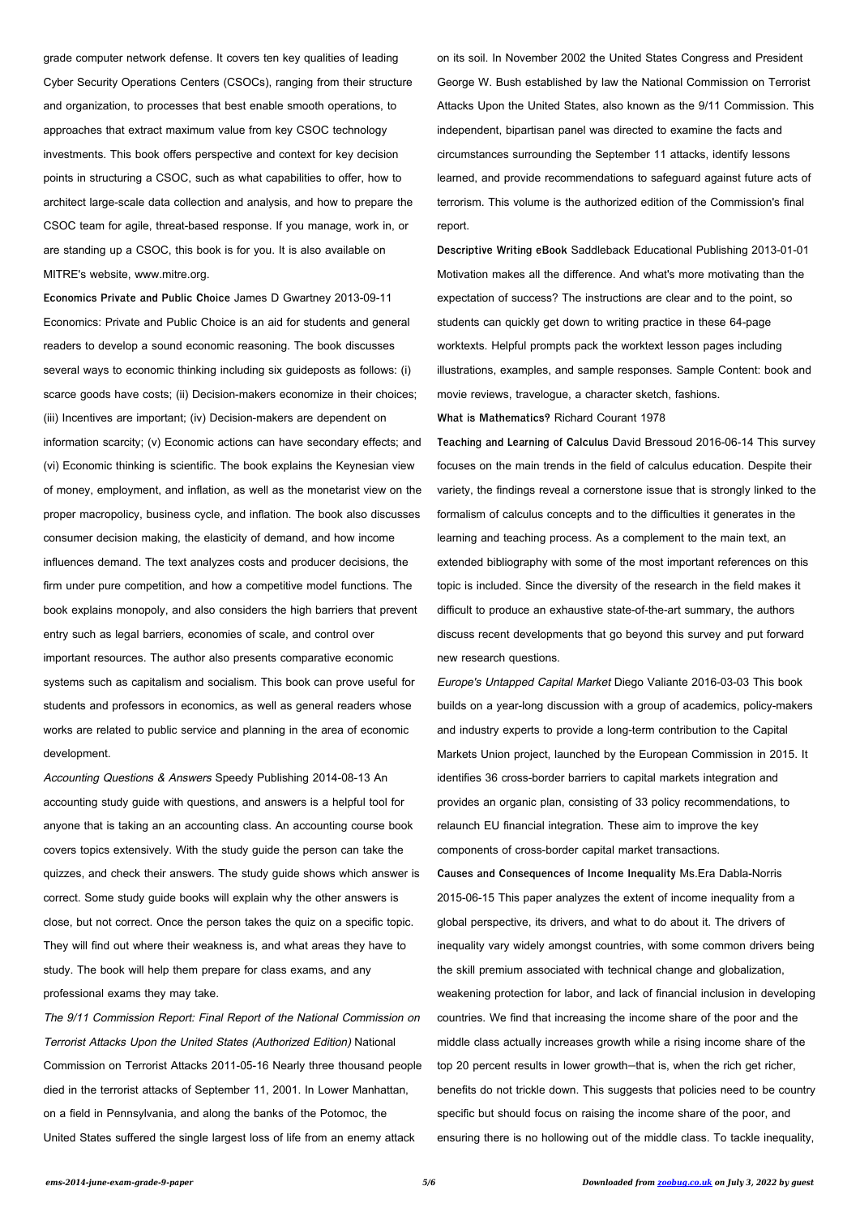grade computer network defense. It covers ten key qualities of leading Cyber Security Operations Centers (CSOCs), ranging from their structure and organization, to processes that best enable smooth operations, to approaches that extract maximum value from key CSOC technology investments. This book offers perspective and context for key decision points in structuring a CSOC, such as what capabilities to offer, how to architect large-scale data collection and analysis, and how to prepare the CSOC team for agile, threat-based response. If you manage, work in, or are standing up a CSOC, this book is for you. It is also available on MITRE's website, www.mitre.org.

**Economics Private and Public Choice** James D Gwartney 2013-09-11 Economics: Private and Public Choice is an aid for students and general readers to develop a sound economic reasoning. The book discusses several ways to economic thinking including six guideposts as follows: (i) scarce goods have costs; (ii) Decision-makers economize in their choices; (iii) Incentives are important; (iv) Decision-makers are dependent on information scarcity; (v) Economic actions can have secondary effects; and (vi) Economic thinking is scientific. The book explains the Keynesian view of money, employment, and inflation, as well as the monetarist view on the proper macropolicy, business cycle, and inflation. The book also discusses consumer decision making, the elasticity of demand, and how income influences demand. The text analyzes costs and producer decisions, the firm under pure competition, and how a competitive model functions. The book explains monopoly, and also considers the high barriers that prevent entry such as legal barriers, economies of scale, and control over important resources. The author also presents comparative economic systems such as capitalism and socialism. This book can prove useful for students and professors in economics, as well as general readers whose works are related to public service and planning in the area of economic development.

*Accounting Questions & Answers* Speedy Publishing 2014-08-13 An accounting study guide with questions, and answers is a helpful tool for anyone that is taking an an accounting class. An accounting course book covers topics extensively. With the study guide the person can take the quizzes, and check their answers. The study guide shows which answer is correct. Some study guide books will explain why the other answers is close, but not correct. Once the person takes the quiz on a specific topic. They will find out where their weakness is, and what areas they have to study. The book will help them prepare for class exams, and any professional exams they may take.

*The 9/11 Commission Report: Final Report of the National Commission on Terrorist Attacks Upon the United States (Authorized Edition)* National Commission on Terrorist Attacks 2011-05-16 Nearly three thousand people died in the terrorist attacks of September 11, 2001. In Lower Manhattan, on a field in Pennsylvania, and along the banks of the Potomoc, the United States suffered the single largest loss of life from an enemy attack on its soil. In November 2002 the United States Congress and President George W. Bush established by law the National Commission on Terrorist Attacks Upon the United States, also known as the 9/11 Commission. This independent, bipartisan panel was directed to examine the facts and circumstances surrounding the September 11 attacks, identify lessons learned, and provide recommendations to safeguard against future acts of terrorism. This volume is the authorized edition of the Commission's final report.

**Descriptive Writing eBook** Saddleback Educational Publishing 2013-01-01 Motivation makes all the difference. And what's more motivating than the expectation of success? The instructions are clear and to the point, so students can quickly get down to writing practice in these 64-page worktexts. Helpful prompts pack the worktext lesson pages including illustrations, examples, and sample responses. Sample Content: book and movie reviews, travelogue, a character sketch, fashions.

**What is Mathematics?** Richard Courant 1978

**Teaching and Learning of Calculus** David Bressoud 2016-06-14 This survey focuses on the main trends in the field of calculus education. Despite their variety, the findings reveal a cornerstone issue that is strongly linked to the formalism of calculus concepts and to the difficulties it generates in the learning and teaching process. As a complement to the main text, an extended bibliography with some of the most important references on this topic is included. Since the diversity of the research in the field makes it difficult to produce an exhaustive state-of-the-art summary, the authors discuss recent developments that go beyond this survey and put forward new research questions.

*Europe's Untapped Capital Market* Diego Valiante 2016-03-03 This book builds on a year-long discussion with a group of academics, policy-makers and industry experts to provide a long-term contribution to the Capital Markets Union project, launched by the European Commission in 2015. It identifies 36 cross-border barriers to capital markets integration and provides an organic plan, consisting of 33 policy recommendations, to relaunch EU financial integration. These aim to improve the key components of cross-border capital market transactions.

**Causes and Consequences of Income Inequality** Ms.Era Dabla-Norris 2015-06-15 This paper analyzes the extent of income inequality from a global perspective, its drivers, and what to do about it. The drivers of inequality vary widely amongst countries, with some common drivers being the skill premium associated with technical change and globalization, weakening protection for labor, and lack of financial inclusion in developing countries. We find that increasing the income share of the poor and the middle class actually increases growth while a rising income share of the top 20 percent results in lower growth—that is, when the rich get richer, benefits do not trickle down. This suggests that policies need to be country specific but should focus on raising the income share of the poor, and ensuring there is no hollowing out of the middle class. To tackle inequality,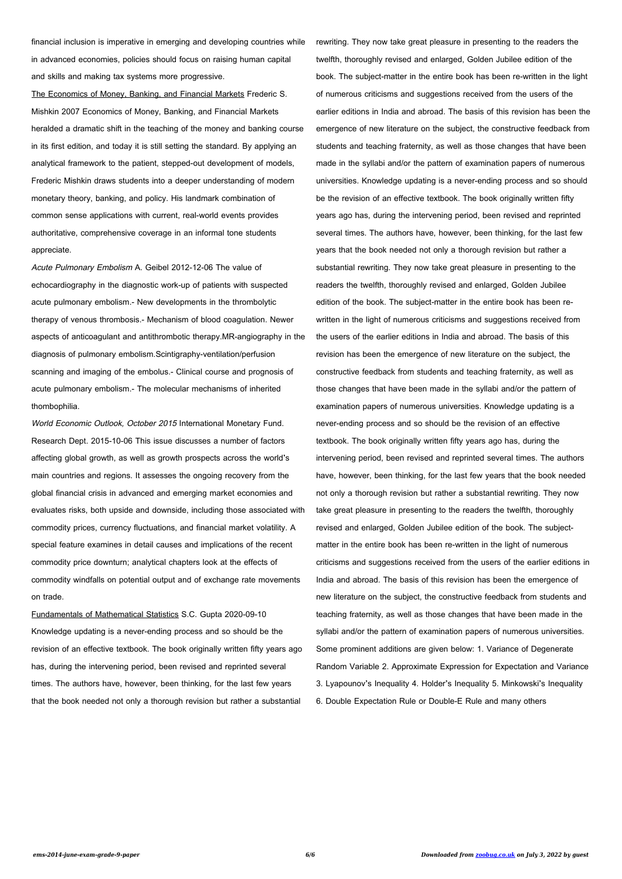financial inclusion is imperative in emerging and developing countries while in advanced economies, policies should focus on raising human capital and skills and making tax systems more progressive.

The Economics of Money, Banking, and Financial Markets Frederic S. Mishkin 2007 Economics of Money, Banking, and Financial Markets heralded a dramatic shift in the teaching of the money and banking course in its first edition, and today it is still setting the standard. By applying an analytical framework to the patient, stepped-out development of models, Frederic Mishkin draws students into a deeper understanding of modern monetary theory, banking, and policy. His landmark combination of common sense applications with current, real-world events provides authoritative, comprehensive coverage in an informal tone students appreciate.

*Acute Pulmonary Embolism* A. Geibel 2012-12-06 The value of echocardiography in the diagnostic work-up of patients with suspected acute pulmonary embolism.- New developments in the thrombolytic therapy of venous thrombosis.- Mechanism of blood coagulation. Newer aspects of anticoagulant and antithrombotic therapy.MR-angiography in the diagnosis of pulmonary embolism.Scintigraphy-ventilation/perfusion scanning and imaging of the embolus.- Clinical course and prognosis of acute pulmonary embolism.- The molecular mechanisms of inherited thombophilia.

*World Economic Outlook, October 2015* International Monetary Fund. Research Dept. 2015-10-06 This issue discusses a number of factors affecting global growth, as well as growth prospects across the world's main countries and regions. It assesses the ongoing recovery from the global financial crisis in advanced and emerging market economies and evaluates risks, both upside and downside, including those associated with commodity prices, currency fluctuations, and financial market volatility. A special feature examines in detail causes and implications of the recent commodity price downturn; analytical chapters look at the effects of commodity windfalls on potential output and of exchange rate movements on trade.

Fundamentals of Mathematical Statistics S.C. Gupta 2020-09-10 Knowledge updating is a never-ending process and so should be the revision of an effective textbook. The book originally written fifty years ago has, during the intervening period, been revised and reprinted several times. The authors have, however, been thinking, for the last few years that the book needed not only a thorough revision but rather a substantial rewriting. They now take great pleasure in presenting to the readers the twelfth, thoroughly revised and enlarged, Golden Jubilee edition of the book. The subject-matter in the entire book has been re-written in the light of numerous criticisms and suggestions received from the users of the earlier editions in India and abroad. The basis of this revision has been the emergence of new literature on the subject, the constructive feedback from students and teaching fraternity, as well as those changes that have been made in the syllabi and/or the pattern of examination papers of numerous universities. Knowledge updating is a never-ending process and so should be the revision of an effective textbook. The book originally written fifty years ago has, during the intervening period, been revised and reprinted several times. The authors have, however, been thinking, for the last few years that the book needed not only a thorough revision but rather a substantial rewriting. They now take great pleasure in presenting to the readers the twelfth, thoroughly revised and enlarged, Golden Jubilee edition of the book. The subject-matter in the entire book has been re-written in the light of numerous criticisms and suggestions received from the users of the earlier editions in India and abroad. The basis of this revision has been the emergence of new literature on the subject, the constructive feedback from students and teaching fraternity, as well as those changes that have been made in the syllabi and/or the pattern of examination papers of numerous universities. Knowledge updating is a never-ending process and so should be the revision of an effective textbook. The book originally written fifty years ago has, during the intervening period, been revised and reprinted several times. The authors have, however, been thinking, for the last few years that the book needed not only a thorough revision but rather a substantial rewriting. They now take great pleasure in presenting to the readers the twelfth, thoroughly revised and enlarged, Golden Jubilee edition of the book. The subject-matter in the entire book has been re-written in the light of numerous criticisms and suggestions received from the users of the earlier editions in India and abroad. The basis of this revision has been the emergence of new literature on the subject, the constructive feedback from students and teaching fraternity, as well as those changes that have been made in the syllabi and/or the pattern of examination papers of numerous universities. Some prominent additions are given below: 1. Variance of Degenerate Random Variable 2. Approximate Expression for Expectation and Variance 3. Lyapounov's Inequality 4. Holder's Inequality 5. Minkowski's Inequality 6. Double Expectation Rule or Double-E Rule and many others